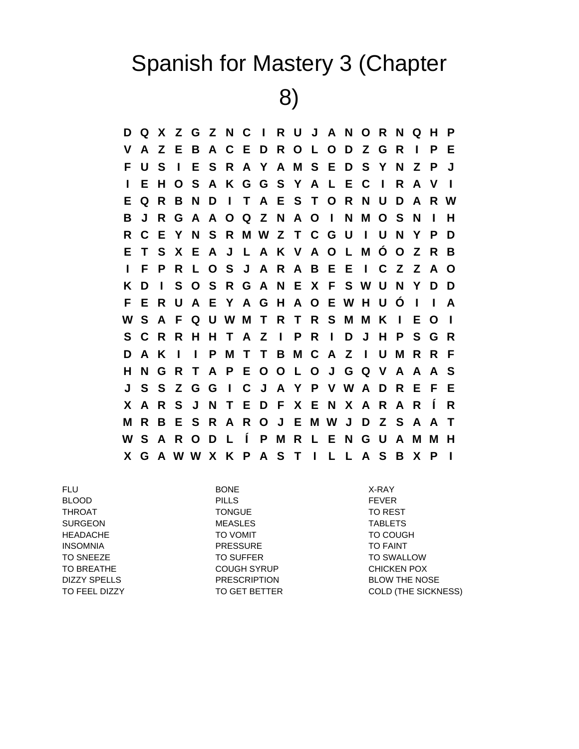# Spanish for Mastery 3 (Chapter 8)

```
D Q X Z G Z N C I R U J A N O R N Q H P
V A Z E B A C E D R O L O D Z G R I P E
F U S I E S R A Y A M S E D S Y N Z P J
I E H O S A K G G S Y A L E C I R A V I
E Q R B N D I T A E S T O R N U D A R W
B J R G A A O Q Z N A O I N M O S N I H
R C E Y N S R M W Z T C G U I U N Y P D
E T S X E A J L A K V A O L M Ó O Z R B
I F P R L O S J A R A B E E I C Z Z A O
K D I S O S R G A N E X F S W U N Y D D
F E R U A E Y A G H A O E W H U Ó I I A
W S A F Q U W M T R T R S M M K I E O I
S C R R H H T A Z I P R I D J H P S G R
D A K I I P M T T B M C A Z I U M R R F
H N G R T A P E O O L O J G Q V A A A S
J S S Z G G I C J A Y P V W A D R E F E
X A R S J N T E D F X E N X A R A R Í R
M R B E S R A R O J E M W J D Z S A A T
W S A R O D L Í P M R L E N G U A M M H
X G A W W X K P A S T I L L A S B X P I
```

| | | |
|---|---|---|
| FLU | BONE | X-RAY |
| BLOOD | PILLS | FEVER |
| THROAT | TONGUE | TO REST |
| SURGEON | MEASLES | TABLETS |
| HEADACHE | TO VOMIT | TO COUGH |
| INSOMNIA | PRESSURE | TO FAINT |
| TO SNEEZE | TO SUFFER | TO SWALLOW |
| TO BREATHE | COUGH SYRUP | CHICKEN POX |
| DIZZY SPELLS | PRESCRIPTION | BLOW THE NOSE |
| TO FEEL DIZZY | TO GET BETTER | COLD (THE SICKNESS) |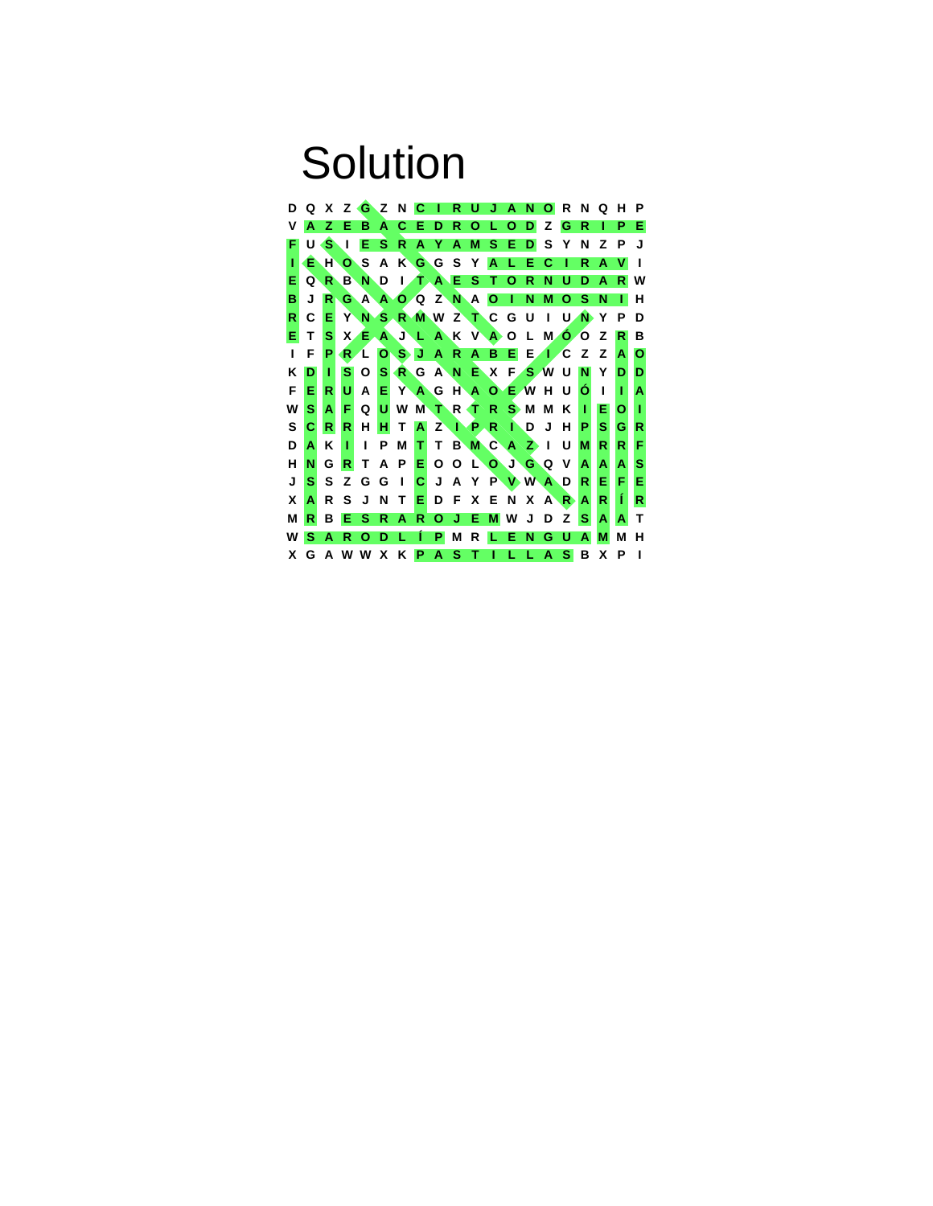# Solution

| | | | | | | | | | | | | | | | | | | | |
|---|---|---|---|---|---|---|---|---|---|---|---|---|---|---|---|---|---|---|---|
| D | Q | X | Z | G | Z | N | C | I | R | U | J | A | N | O | R | N | Q | H | P |
| V | A | Z | E | B | A | C | E | D | R | O | L | O | D | Z | G | R | I | P | E |
| F | U | S | I | E | S | R | A | Y | A | M | S | E | D | S | Y | N | Z | P | J |
| I | E | H | O | S | A | K | G | G | S | Y | A | L | E | C | I | R | A | V | I |
| E | Q | R | B | N | D | I | T | A | E | S | T | O | R | N | U | D | A | R | W |
| B | J | R | G | A | A | O | Q | Z | N | A | O | I | N | M | O | S | N | I | H |
| R | C | E | Y | N | S | R | M | W | Z | T | C | G | U | I | U | N | Y | P | D |
| E | T | S | X | E | A | J | L | A | K | V | A | O | L | M | Ó | O | Z | R | B |
| I | F | P | R | L | O | S | J | A | R | A | B | E | E | I | C | Z | Z | A | O |
| K | D | I | S | O | S | R | G | A | N | E | X | F | S | W | U | N | Y | D | D |
| F | E | R | U | A | E | Y | A | G | H | A | O | E | W | H | U | Ó | I | I | A |
| W | S | A | F | Q | U | W | M | T | R | T | R | S | M | M | K | I | E | O | I |
| S | C | R | R | H | H | T | A | Z | I | P | R | I | D | J | H | P | S | G | R |
| D | A | K | I | I | P | M | T | T | B | M | C | A | Z | I | U | M | R | R | F |
| H | N | G | R | T | A | P | E | O | O | L | O | J | G | Q | V | A | A | A | S |
| J | S | S | Z | G | G | I | C | J | A | Y | P | V | W | A | D | R | E | F | E |
| X | A | R | S | J | N | T | E | D | F | X | E | N | X | A | R | A | R | Í | R |
| M | R | B | E | S | R | A | R | O | J | E | M | W | J | D | Z | S | A | A | T |
| W | S | A | R | O | D | L | Í | P | M | R | L | E | N | G | U | A | M | M | H |
| X | G | A | W | W | X | K | P | A | S | T | I | L | L | A | S | B | X | P | I |